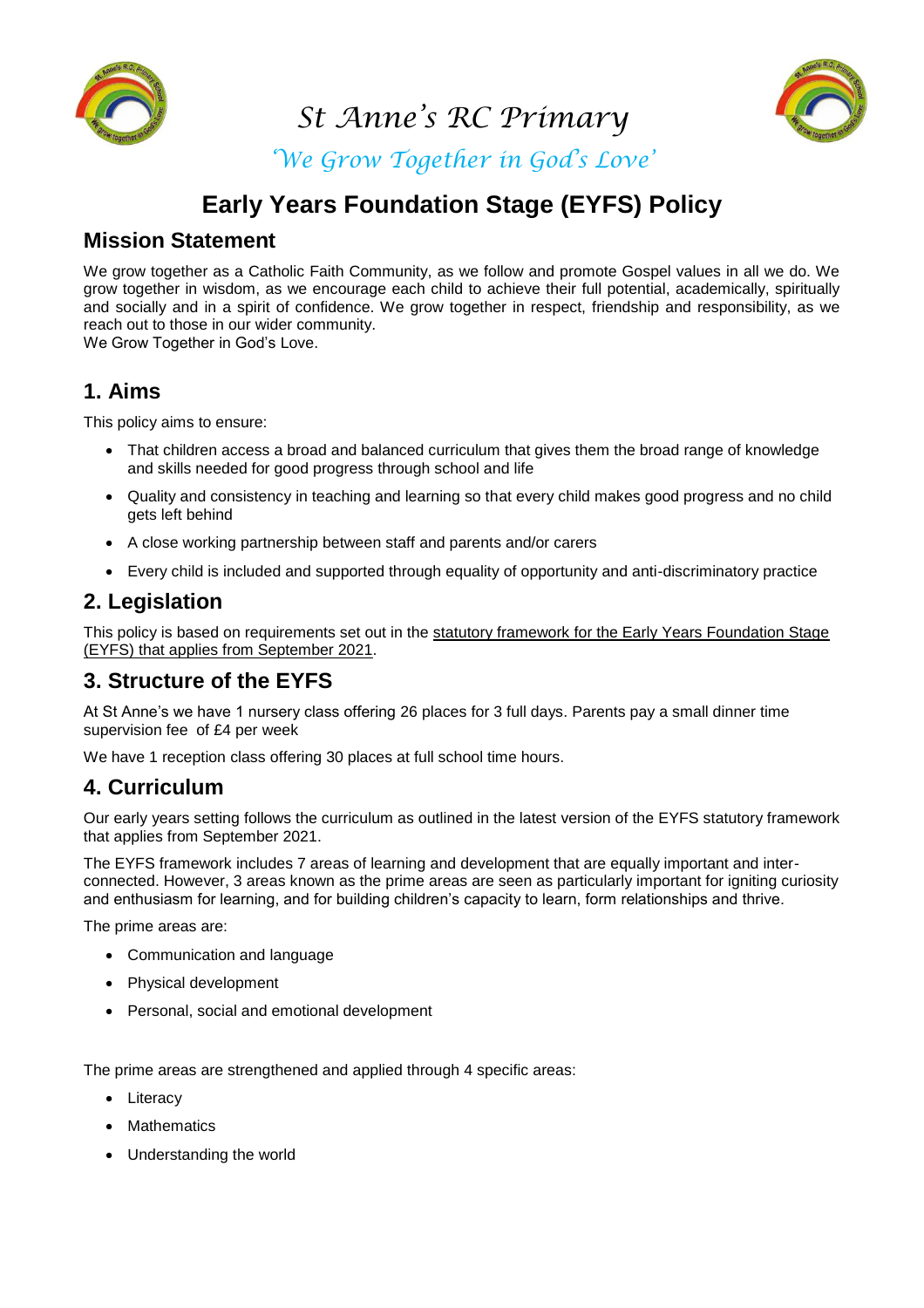# St Anne's RC Primary

*'We Grow Together in God's Love'*

# Early Years Foundation Stage (EYFS) Policy

## Mission Statement

We grow together as a Catholic Faith Community, as we follow and promote Gospel values in all we do. We grow together in wisdom, as we encourage each child to achieve their full potential, academically, spiritually and socially and in a spirit of confidence. We grow together in respect, friendship and responsibility, as we reach out to those in our wider community.
We Grow Together in God's Love.

## 1. Aims

This policy aims to ensure:

- That children access a broad and balanced curriculum that gives them the broad range of knowledge and skills needed for good progress through school and life
- Quality and consistency in teaching and learning so that every child makes good progress and no child gets left behind
- A close working partnership between staff and parents and/or carers
- Every child is included and supported through equality of opportunity and anti-discriminatory practice

## 2. Legislation

This policy is based on requirements set out in the statutory framework for the Early Years Foundation Stage (EYFS) that applies from September 2021.

## 3. Structure of the EYFS

At St Anne's we have 1 nursery class offering 26 places for 3 full days. Parents pay a small dinner time supervision fee of £4 per week

We have 1 reception class offering 30 places at full school time hours.

## 4. Curriculum

Our early years setting follows the curriculum as outlined in the latest version of the EYFS statutory framework that applies from September 2021.

The EYFS framework includes 7 areas of learning and development that are equally important and inter-connected. However, 3 areas known as the prime areas are seen as particularly important for igniting curiosity and enthusiasm for learning, and for building children's capacity to learn, form relationships and thrive.

The prime areas are:

- Communication and language
- Physical development
- Personal, social and emotional development

The prime areas are strengthened and applied through 4 specific areas:

- Literacy
- Mathematics
- Understanding the world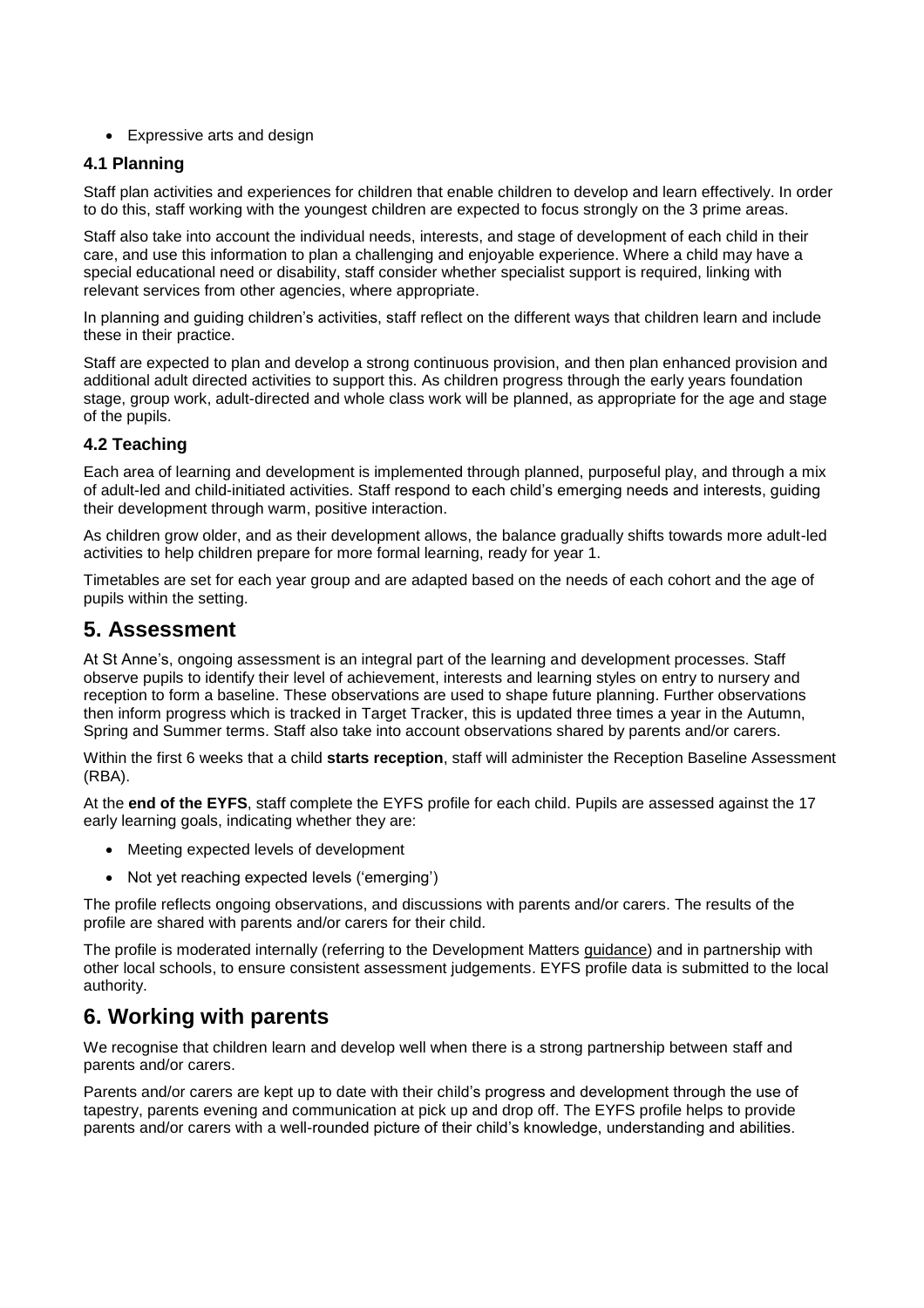- Expressive arts and design

### 4.1 Planning

Staff plan activities and experiences for children that enable children to develop and learn effectively. In order to do this, staff working with the youngest children are expected to focus strongly on the 3 prime areas.

Staff also take into account the individual needs, interests, and stage of development of each child in their care, and use this information to plan a challenging and enjoyable experience. Where a child may have a special educational need or disability, staff consider whether specialist support is required, linking with relevant services from other agencies, where appropriate.

In planning and guiding children's activities, staff reflect on the different ways that children learn and include these in their practice.

Staff are expected to plan and develop a strong continuous provision, and then plan enhanced provision and additional adult directed activities to support this. As children progress through the early years foundation stage, group work, adult-directed and whole class work will be planned, as appropriate for the age and stage of the pupils.

### 4.2 Teaching

Each area of learning and development is implemented through planned, purposeful play, and through a mix of adult-led and child-initiated activities. Staff respond to each child's emerging needs and interests, guiding their development through warm, positive interaction.

As children grow older, and as their development allows, the balance gradually shifts towards more adult-led activities to help children prepare for more formal learning, ready for year 1.

Timetables are set for each year group and are adapted based on the needs of each cohort and the age of pupils within the setting.

## 5. Assessment

At St Anne's, ongoing assessment is an integral part of the learning and development processes. Staff observe pupils to identify their level of achievement, interests and learning styles on entry to nursery and reception to form a baseline. These observations are used to shape future planning. Further observations then inform progress which is tracked in Target Tracker, this is updated three times a year in the Autumn, Spring and Summer terms. Staff also take into account observations shared by parents and/or carers.

Within the first 6 weeks that a child **starts reception**, staff will administer the Reception Baseline Assessment (RBA).

At the **end of the EYFS**, staff complete the EYFS profile for each child. Pupils are assessed against the 17 early learning goals, indicating whether they are:

- Meeting expected levels of development
- Not yet reaching expected levels ('emerging')

The profile reflects ongoing observations, and discussions with parents and/or carers. The results of the profile are shared with parents and/or carers for their child.

The profile is moderated internally (referring to the Development Matters guidance) and in partnership with other local schools, to ensure consistent assessment judgements. EYFS profile data is submitted to the local authority.

## 6. Working with parents

We recognise that children learn and develop well when there is a strong partnership between staff and parents and/or carers.

Parents and/or carers are kept up to date with their child's progress and development through the use of tapestry, parents evening and communication at pick up and drop off. The EYFS profile helps to provide parents and/or carers with a well-rounded picture of their child's knowledge, understanding and abilities.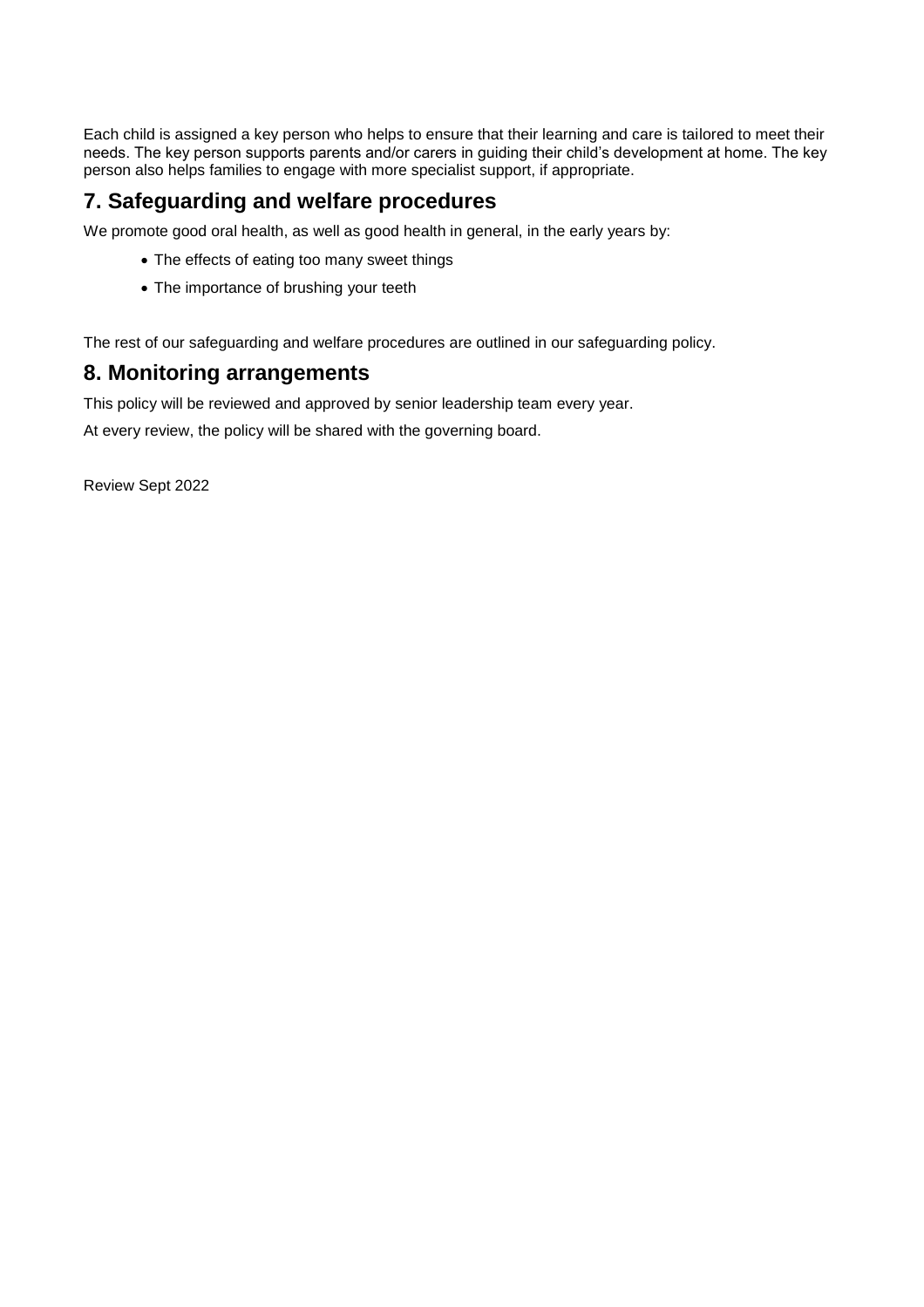Each child is assigned a key person who helps to ensure that their learning and care is tailored to meet their needs. The key person supports parents and/or carers in guiding their child's development at home. The key person also helps families to engage with more specialist support, if appropriate.

## 7. Safeguarding and welfare procedures

We promote good oral health, as well as good health in general, in the early years by:

- The effects of eating too many sweet things
- The importance of brushing your teeth

The rest of our safeguarding and welfare procedures are outlined in our safeguarding policy.

## 8. Monitoring arrangements

This policy will be reviewed and approved by senior leadership team every year.

At every review, the policy will be shared with the governing board.

Review Sept 2022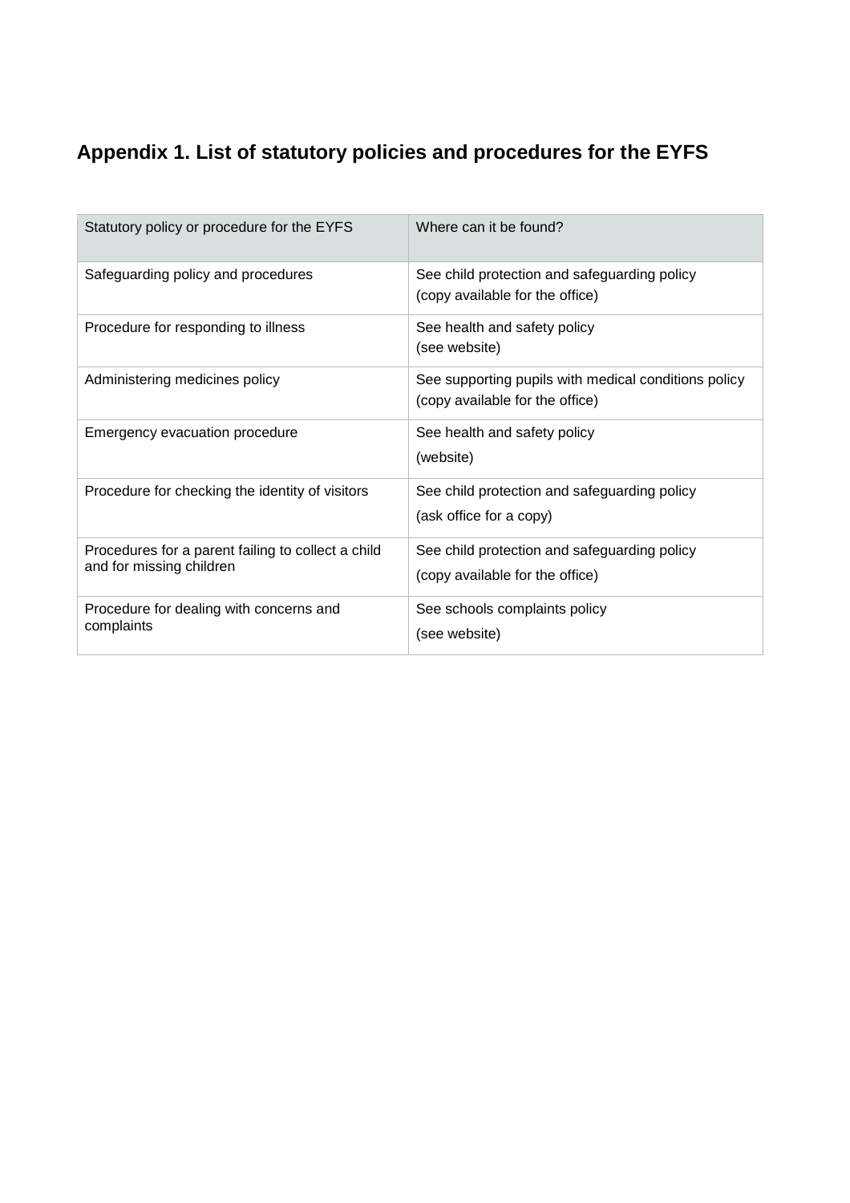## Appendix 1. List of statutory policies and procedures for the EYFS

| Statutory policy or procedure for the EYFS | Where can it be found? |
|---|---|
| Safeguarding policy and procedures | See child protection and safeguarding policy (copy available for the office) |
| Procedure for responding to illness | See health and safety policy (see website) |
| Administering medicines policy | See supporting pupils with medical conditions policy (copy available for the office) |
| Emergency evacuation procedure | See health and safety policy (website) |
| Procedure for checking the identity of visitors | See child protection and safeguarding policy (ask office for a copy) |
| Procedures for a parent failing to collect a child and for missing children | See child protection and safeguarding policy (copy available for the office) |
| Procedure for dealing with concerns and complaints | See schools complaints policy (see website) |